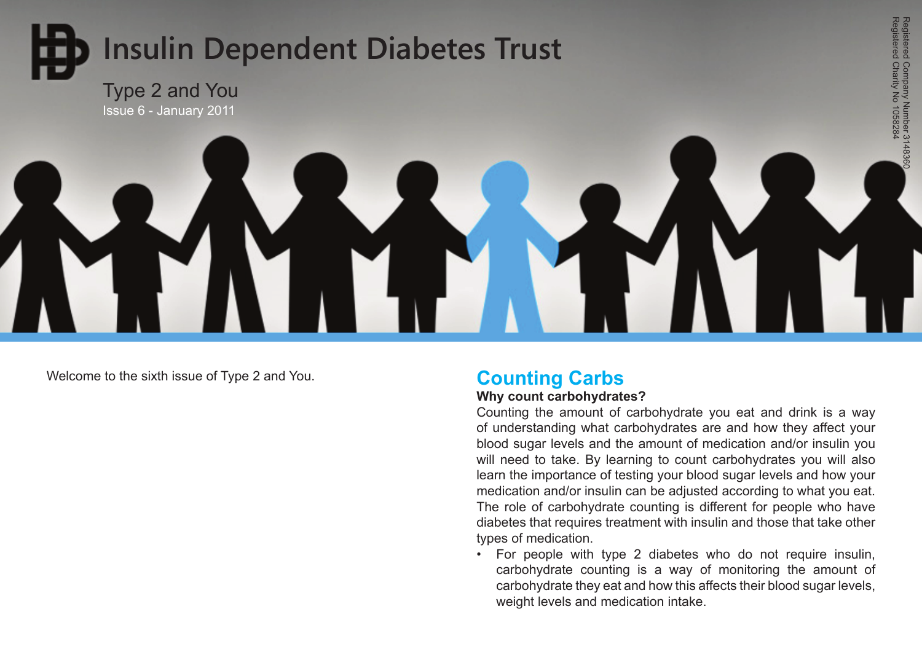# Insulin Dependent Diabetes Trust

Type 2 and You

Issue 6 - January 2011

Registered Company Number 3148360
Registered Charity No 1058284

Welcome to the sixth issue of Type 2 and You.

## Counting Carbs

**Why count carbohydrates?**

Counting the amount of carbohydrate you eat and drink is a way of understanding what carbohydrates are and how they affect your blood sugar levels and the amount of medication and/or insulin you will need to take. By learning to count carbohydrates you will also learn the importance of testing your blood sugar levels and how your medication and/or insulin can be adjusted according to what you eat. The role of carbohydrate counting is different for people who have diabetes that requires treatment with insulin and those that take other types of medication.

- For people with type 2 diabetes who do not require insulin, carbohydrate counting is a way of monitoring the amount of carbohydrate they eat and how this affects their blood sugar levels, weight levels and medication intake.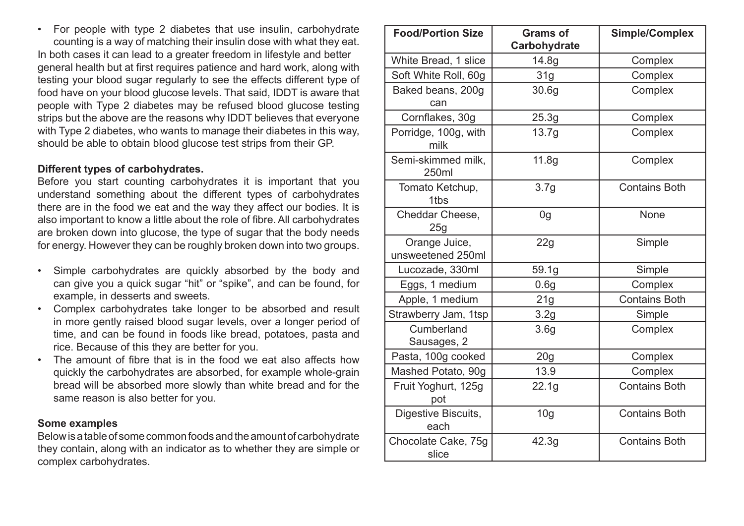- For people with type 2 diabetes that use insulin, carbohydrate counting is a way of matching their insulin dose with what they eat.

In both cases it can lead to a greater freedom in lifestyle and better general health but at first requires patience and hard work, along with testing your blood sugar regularly to see the effects different type of food have on your blood glucose levels. That said, IDDT is aware that people with Type 2 diabetes may be refused blood glucose testing strips but the above are the reasons why IDDT believes that everyone with Type 2 diabetes, who wants to manage their diabetes in this way, should be able to obtain blood glucose test strips from their GP.

**Different types of carbohydrates.**

Before you start counting carbohydrates it is important that you understand something about the different types of carbohydrates there are in the food we eat and the way they affect our bodies. It is also important to know a little about the role of fibre. All carbohydrates are broken down into glucose, the type of sugar that the body needs for energy. However they can be roughly broken down into two groups.

- Simple carbohydrates are quickly absorbed by the body and can give you a quick sugar "hit" or "spike", and can be found, for example, in desserts and sweets.
- Complex carbohydrates take longer to be absorbed and result in more gently raised blood sugar levels, over a longer period of time, and can be found in foods like bread, potatoes, pasta and rice. Because of this they are better for you.
- The amount of fibre that is in the food we eat also affects how quickly the carbohydrates are absorbed, for example whole-grain bread will be absorbed more slowly than white bread and for the same reason is also better for you.

**Some examples**

Below is a table of some common foods and the amount of carbohydrate they contain, along with an indicator as to whether they are simple or complex carbohydrates.

| Food/Portion Size | Grams of Carbohydrate | Simple/Complex |
|---|---|---|
| White Bread, 1 slice | 14.8g | Complex |
| Soft White Roll, 60g | 31g | Complex |
| Baked beans, 200g can | 30.6g | Complex |
| Cornflakes, 30g | 25.3g | Complex |
| Porridge, 100g, with milk | 13.7g | Complex |
| Semi-skimmed milk, 250ml | 11.8g | Complex |
| Tomato Ketchup, 1tbs | 3.7g | Contains Both |
| Cheddar Cheese, 25g | 0g | None |
| Orange Juice, unsweetened 250ml | 22g | Simple |
| Lucozade, 330ml | 59.1g | Simple |
| Eggs, 1 medium | 0.6g | Complex |
| Apple, 1 medium | 21g | Contains Both |
| Strawberry Jam, 1tsp | 3.2g | Simple |
| Cumberland Sausages, 2 | 3.6g | Complex |
| Pasta, 100g cooked | 20g | Complex |
| Mashed Potato, 90g | 13.9 | Complex |
| Fruit Yoghurt, 125g pot | 22.1g | Contains Both |
| Digestive Biscuits, each | 10g | Contains Both |
| Chocolate Cake, 75g slice | 42.3g | Contains Both |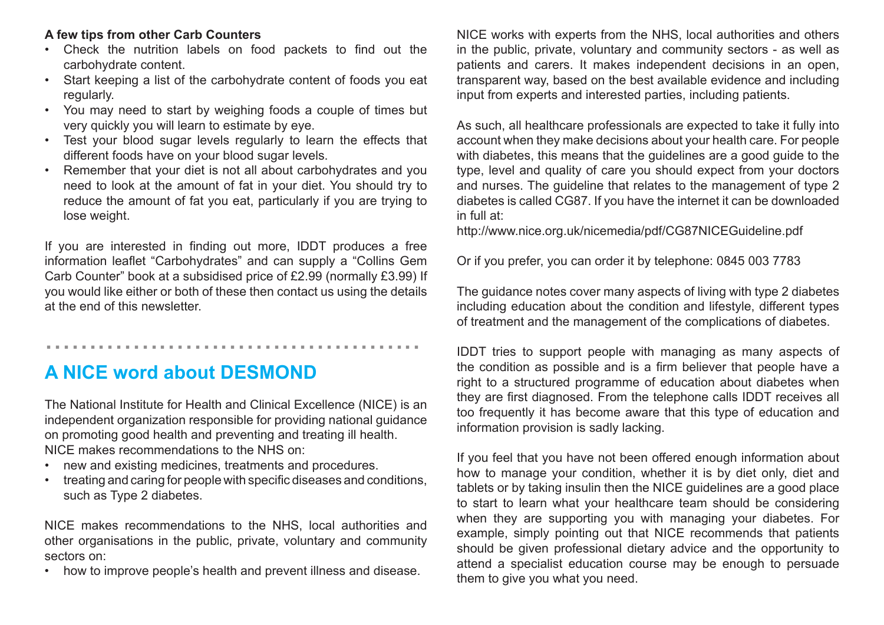**A few tips from other Carb Counters**

- Check the nutrition labels on food packets to find out the carbohydrate content.
- Start keeping a list of the carbohydrate content of foods you eat regularly.
- You may need to start by weighing foods a couple of times but very quickly you will learn to estimate by eye.
- Test your blood sugar levels regularly to learn the effects that different foods have on your blood sugar levels.
- Remember that your diet is not all about carbohydrates and you need to look at the amount of fat in your diet. You should try to reduce the amount of fat you eat, particularly if you are trying to lose weight.

If you are interested in finding out more, IDDT produces a free information leaflet "Carbohydrates" and can supply a "Collins Gem Carb Counter" book at a subsidised price of £2.99 (normally £3.99) If you would like either or both of these then contact us using the details at the end of this newsletter.

## A NICE word about DESMOND

The National Institute for Health and Clinical Excellence (NICE) is an independent organization responsible for providing national guidance on promoting good health and preventing and treating ill health. NICE makes recommendations to the NHS on:

- new and existing medicines, treatments and procedures.
- treating and caring for people with specific diseases and conditions, such as Type 2 diabetes.

NICE makes recommendations to the NHS, local authorities and other organisations in the public, private, voluntary and community sectors on:

- how to improve people's health and prevent illness and disease.

NICE works with experts from the NHS, local authorities and others in the public, private, voluntary and community sectors - as well as patients and carers. It makes independent decisions in an open, transparent way, based on the best available evidence and including input from experts and interested parties, including patients.

As such, all healthcare professionals are expected to take it fully into account when they make decisions about your health care. For people with diabetes, this means that the guidelines are a good guide to the type, level and quality of care you should expect from your doctors and nurses. The guideline that relates to the management of type 2 diabetes is called CG87. If you have the internet it can be downloaded in full at:
http://www.nice.org.uk/nicemedia/pdf/CG87NICEGuideline.pdf

Or if you prefer, you can order it by telephone: 0845 003 7783

The guidance notes cover many aspects of living with type 2 diabetes including education about the condition and lifestyle, different types of treatment and the management of the complications of diabetes.

IDDT tries to support people with managing as many aspects of the condition as possible and is a firm believer that people have a right to a structured programme of education about diabetes when they are first diagnosed. From the telephone calls IDDT receives all too frequently it has become aware that this type of education and information provision is sadly lacking.

If you feel that you have not been offered enough information about how to manage your condition, whether it is by diet only, diet and tablets or by taking insulin then the NICE guidelines are a good place to start to learn what your healthcare team should be considering when they are supporting you with managing your diabetes. For example, simply pointing out that NICE recommends that patients should be given professional dietary advice and the opportunity to attend a specialist education course may be enough to persuade them to give you what you need.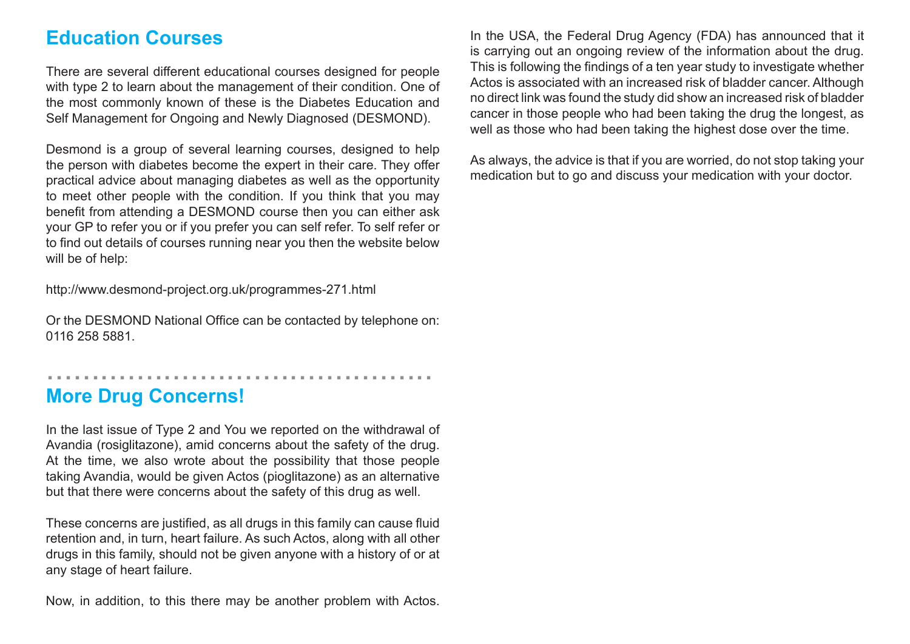## Education Courses

There are several different educational courses designed for people with type 2 to learn about the management of their condition. One of the most commonly known of these is the Diabetes Education and Self Management for Ongoing and Newly Diagnosed (DESMOND).

Desmond is a group of several learning courses, designed to help the person with diabetes become the expert in their care. They offer practical advice about managing diabetes as well as the opportunity to meet other people with the condition. If you think that you may benefit from attending a DESMOND course then you can either ask your GP to refer you or if you prefer you can self refer. To self refer or to find out details of courses running near you then the website below will be of help:

http://www.desmond-project.org.uk/programmes-271.html

Or the DESMOND National Office can be contacted by telephone on: 0116 258 5881.

## More Drug Concerns!

In the last issue of Type 2 and You we reported on the withdrawal of Avandia (rosiglitazone), amid concerns about the safety of the drug. At the time, we also wrote about the possibility that those people taking Avandia, would be given Actos (pioglitazone) as an alternative but that there were concerns about the safety of this drug as well.

These concerns are justified, as all drugs in this family can cause fluid retention and, in turn, heart failure. As such Actos, along with all other drugs in this family, should not be given anyone with a history of or at any stage of heart failure.

Now, in addition, to this there may be another problem with Actos. In the USA, the Federal Drug Agency (FDA) has announced that it is carrying out an ongoing review of the information about the drug. This is following the findings of a ten year study to investigate whether Actos is associated with an increased risk of bladder cancer. Although no direct link was found the study did show an increased risk of bladder cancer in those people who had been taking the drug the longest, as well as those who had been taking the highest dose over the time.

As always, the advice is that if you are worried, do not stop taking your medication but to go and discuss your medication with your doctor.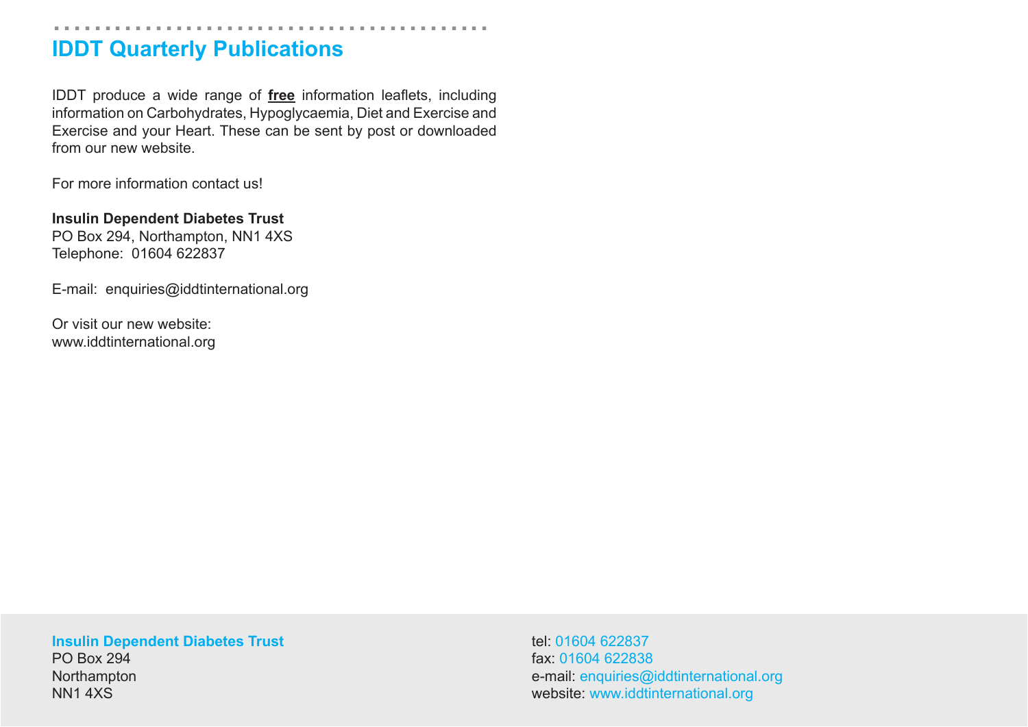## IDDT Quarterly Publications

IDDT produce a wide range of **free** information leaflets, including information on Carbohydrates, Hypoglycaemia, Diet and Exercise and Exercise and your Heart. These can be sent by post or downloaded from our new website.

For more information contact us!

**Insulin Dependent Diabetes Trust**
PO Box 294, Northampton, NN1 4XS
Telephone: 01604 622837

E-mail: enquiries@iddtinternational.org

Or visit our new website:
www.iddtinternational.org

**Insulin Dependent Diabetes Trust**
PO Box 294
Northampton
NN1 4XS

tel: 01604 622837
fax: 01604 622838
e-mail: enquiries@iddtinternational.org
website: www.iddtinternational.org